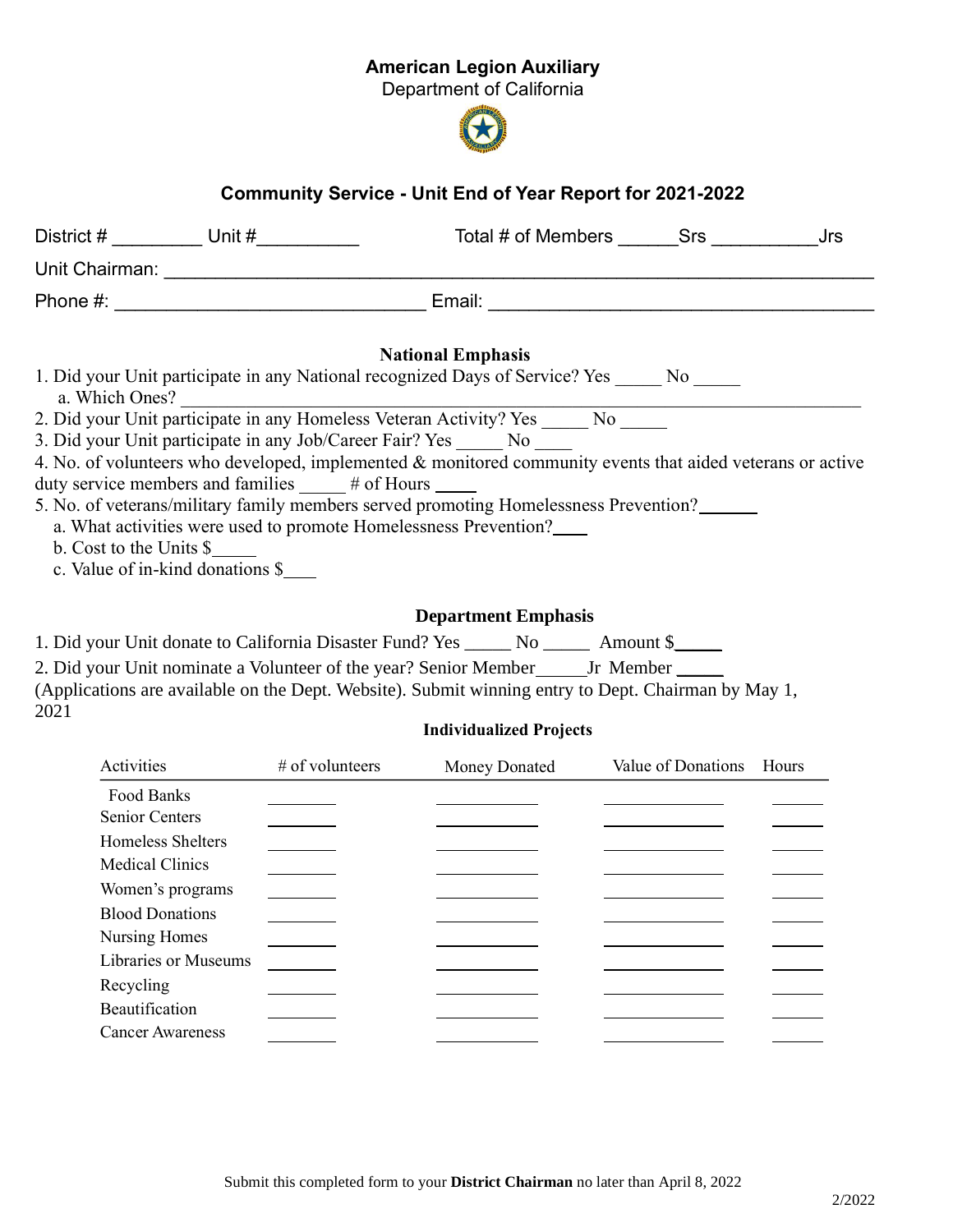**American Legion Auxiliary**
Department of California

## Community Service - Unit End of Year Report for 2021-2022

District # _________ Unit #__________ Total # of Members ______Srs __________Jrs

Unit Chairman: ______________________________________________________________

Phone #: _____________________________ Email: ____________________________________

### National Emphasis

1. Did your Unit participate in any National recognized Days of Service? Yes _____ No _____
   a. Which Ones? ______________________________________________________________
2. Did your Unit participate in any Homeless Veteran Activity? Yes _____ No _____
3. Did your Unit participate in any Job/Career Fair? Yes _____ No ____
4. No. of volunteers who developed, implemented & monitored community events that aided veterans or active duty service members and families _____ # of Hours _____
5. No. of veterans/military family members served promoting Homelessness Prevention?______
   a. What activities were used to promote Homelessness Prevention?____
   b. Cost to the Units $_____
   c. Value of in-kind donations $____

### Department Emphasis

1. Did your Unit donate to California Disaster Fund? Yes _____ No _____ Amount $_____
2. Did your Unit nominate a Volunteer of the year? Senior Member_____Jr Member _____

(Applications are available on the Dept. Website). Submit winning entry to Dept. Chairman by May 1, 2021

### Individualized Projects

| Activities | # of volunteers | Money Donated | Value of Donations | Hours |
|---|---|---|---|---|
| Food Banks | | | | |
| Senior Centers | | | | |
| Homeless Shelters | | | | |
| Medical Clinics | | | | |
| Women's programs | | | | |
| Blood Donations | | | | |
| Nursing Homes | | | | |
| Libraries or Museums | | | | |
| Recycling | | | | |
| Beautification | | | | |
| Cancer Awareness | | | | |

Submit this completed form to your **District Chairman** no later than April 8, 2022

2/2022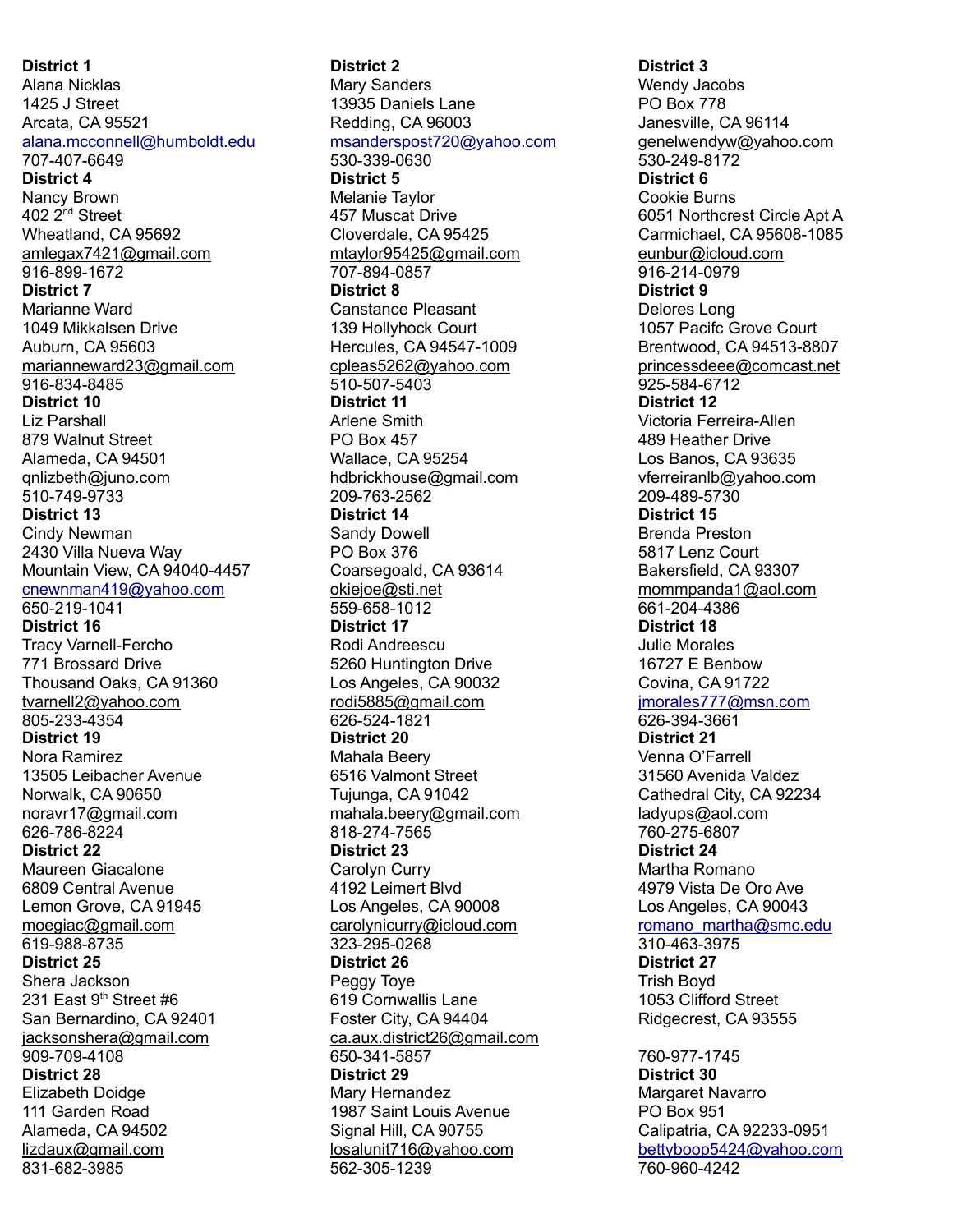**District 1**
Alana Nicklas
1425 J Street
Arcata, CA 95521
alana.mcconnell@humboldt.edu
707-407-6649

**District 2**
Mary Sanders
13935 Daniels Lane
Redding, CA 96003
msanderspost720@yahoo.com
530-339-0630

**District 3**
Wendy Jacobs
PO Box 778
Janesville, CA 96114
genelwendyw@yahoo.com
530-249-8172

**District 4**
Nancy Brown
402 2nd Street
Wheatland, CA 95692
amlegax7421@gmail.com
916-899-1672

**District 5**
Melanie Taylor
457 Muscat Drive
Cloverdale, CA 95425
mtaylor95425@gmail.com
707-894-0857

**District 6**
Cookie Burns
6051 Northcrest Circle Apt A
Carmichael, CA 95608-1085
eunbur@icloud.com
916-214-0979

**District 7**
Marianne Ward
1049 Mikkalsen Drive
Auburn, CA 95603
marianneward23@gmail.com
916-834-8485

**District 8**
Canstance Pleasant
139 Hollyhock Court
Hercules, CA 94547-1009
cpleas5262@yahoo.com
510-507-5403

**District 9**
Delores Long
1057 Pacifc Grove Court
Brentwood, CA 94513-8807
princessdeee@comcast.net
925-584-6712

**District 10**
Liz Parshall
879 Walnut Street
Alameda, CA 94501
qnlizbeth@juno.com
510-749-9733

**District 11**
Arlene Smith
PO Box 457
Wallace, CA 95254
hdbrickhouse@gmail.com
209-763-2562

**District 12**
Victoria Ferreira-Allen
489 Heather Drive
Los Banos, CA 93635
vferreiranlb@yahoo.com
209-489-5730

**District 13**
Cindy Newman
2430 Villa Nueva Way
Mountain View, CA 94040-4457
cnewnman419@yahoo.com
650-219-1041

**District 14**
Sandy Dowell
PO Box 376
Coarsegoald, CA 93614
okiejoe@sti.net
559-658-1012

**District 15**
Brenda Preston
5817 Lenz Court
Bakersfield, CA 93307
mommpanda1@aol.com
661-204-4386

**District 16**
Tracy Varnell-Fercho
771 Brossard Drive
Thousand Oaks, CA 91360
tvarnell2@yahoo.com
805-233-4354

**District 17**
Rodi Andreescu
5260 Huntington Drive
Los Angeles, CA 90032
rodi5885@gmail.com
626-524-1821

**District 18**
Julie Morales
16727 E Benbow
Covina, CA 91722
jmorales777@msn.com
626-394-3661

**District 19**
Nora Ramirez
13505 Leibacher Avenue
Norwalk, CA 90650
noravr17@gmail.com
626-786-8224

**District 20**
Mahala Beery
6516 Valmont Street
Tujunga, CA 91042
mahala.beery@gmail.com
818-274-7565

**District 21**
Venna O'Farrell
31560 Avenida Valdez
Cathedral City, CA 92234
ladyups@aol.com
760-275-6807

**District 22**
Maureen Giacalone
6809 Central Avenue
Lemon Grove, CA 91945
moegiac@gmail.com
619-988-8735

**District 23**
Carolyn Curry
4192 Leimert Blvd
Los Angeles, CA 90008
carolynicurry@icloud.com
323-295-0268

**District 24**
Martha Romano
4979 Vista De Oro Ave
Los Angeles, CA 90043
romano_martha@smc.edu
310-463-3975

**District 25**
Shera Jackson
231 East 9th Street #6
San Bernardino, CA 92401
jacksonshera@gmail.com
909-709-4108

**District 26**
Peggy Toye
619 Cornwallis Lane
Foster City, CA 94404
ca.aux.district26@gmail.com
650-341-5857

**District 27**
Trish Boyd
1053 Clifford Street
Ridgecrest, CA 93555

760-977-1745

**District 28**
Elizabeth Doidge
111 Garden Road
Alameda, CA 94502
lizdaux@gmail.com
831-682-3985

**District 29**
Mary Hernandez
1987 Saint Louis Avenue
Signal Hill, CA 90755
losalunit716@yahoo.com
562-305-1239

**District 30**
Margaret Navarro
PO Box 951
Calipatria, CA 92233-0951
bettyboop5424@yahoo.com
760-960-4242